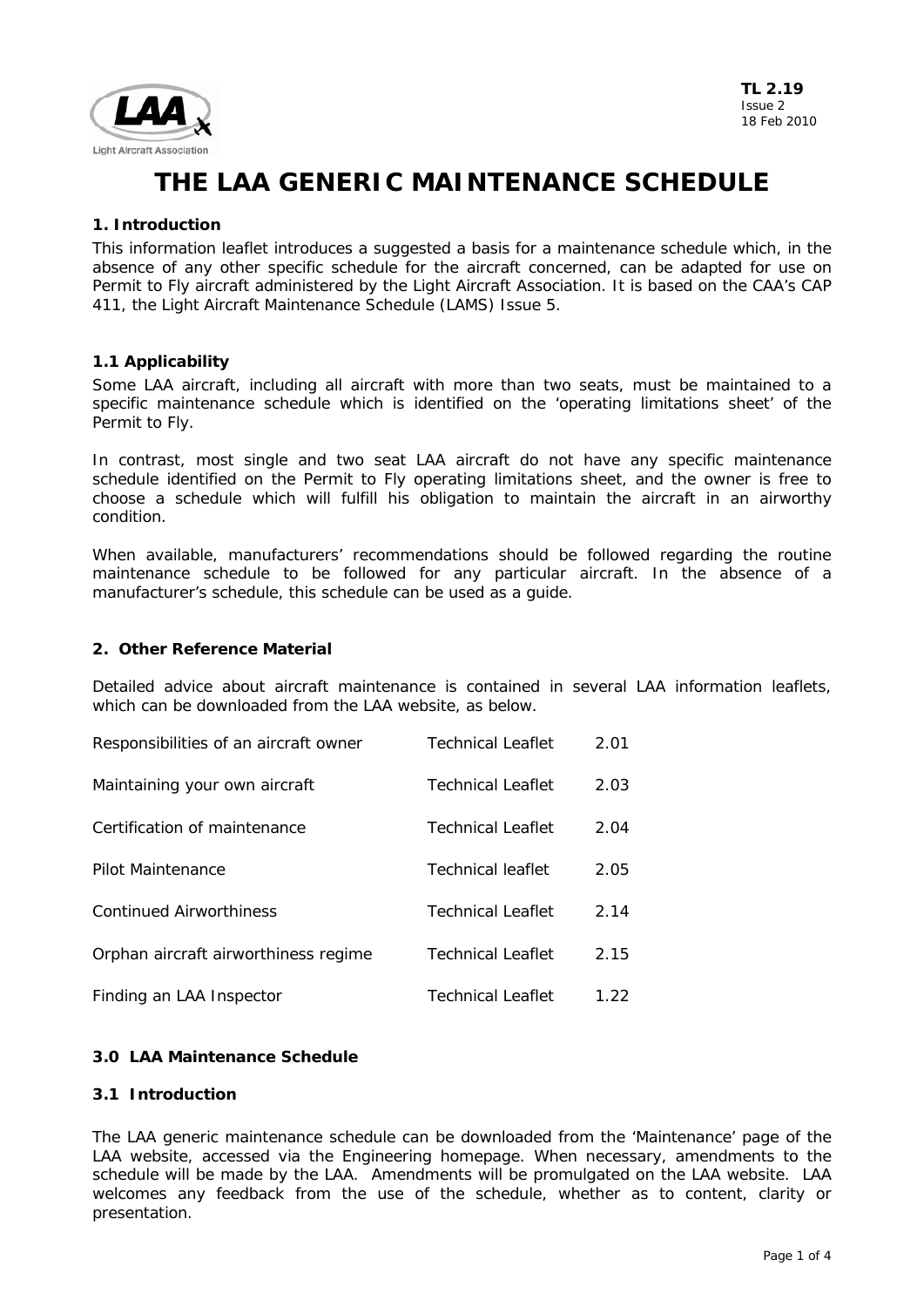TL 2.19
Issue 2
18 Feb 2010

# THE LAA GENERIC MAINTENANCE SCHEDULE

## 1. Introduction

This information leaflet introduces a suggested a basis for a maintenance schedule which, in the absence of any other specific schedule for the aircraft concerned, can be adapted for use on Permit to Fly aircraft administered by the Light Aircraft Association. It is based on the CAA's CAP 411, the Light Aircraft Maintenance Schedule (LAMS) Issue 5.

### 1.1 Applicability

Some LAA aircraft, including all aircraft with more than two seats, must be maintained to a specific maintenance schedule which is identified on the 'operating limitations sheet' of the Permit to Fly.

In contrast, most single and two seat LAA aircraft do not have any specific maintenance schedule identified on the Permit to Fly operating limitations sheet, and the owner is free to choose a schedule which will fulfill his obligation to maintain the aircraft in an airworthy condition.

When available, manufacturers' recommendations should be followed regarding the routine maintenance schedule to be followed for any particular aircraft. In the absence of a manufacturer's schedule, this schedule can be used as a guide.

## 2. Other Reference Material

Detailed advice about aircraft maintenance is contained in several LAA information leaflets, which can be downloaded from the LAA website, as below.

| | | |
|---|---|---|
| Responsibilities of an aircraft owner | Technical Leaflet | 2.01 |
| Maintaining your own aircraft | Technical Leaflet | 2.03 |
| Certification of maintenance | Technical Leaflet | 2.04 |
| Pilot Maintenance | Technical leaflet | 2.05 |
| Continued Airworthiness | Technical Leaflet | 2.14 |
| Orphan aircraft airworthiness regime | Technical Leaflet | 2.15 |
| Finding an LAA Inspector | Technical Leaflet | 1.22 |

## 3.0 LAA Maintenance Schedule

### 3.1 Introduction

The LAA generic maintenance schedule can be downloaded from the 'Maintenance' page of the LAA website, accessed via the Engineering homepage. When necessary, amendments to the schedule will be made by the LAA. Amendments will be promulgated on the LAA website. LAA welcomes any feedback from the use of the schedule, whether as to content, clarity or presentation.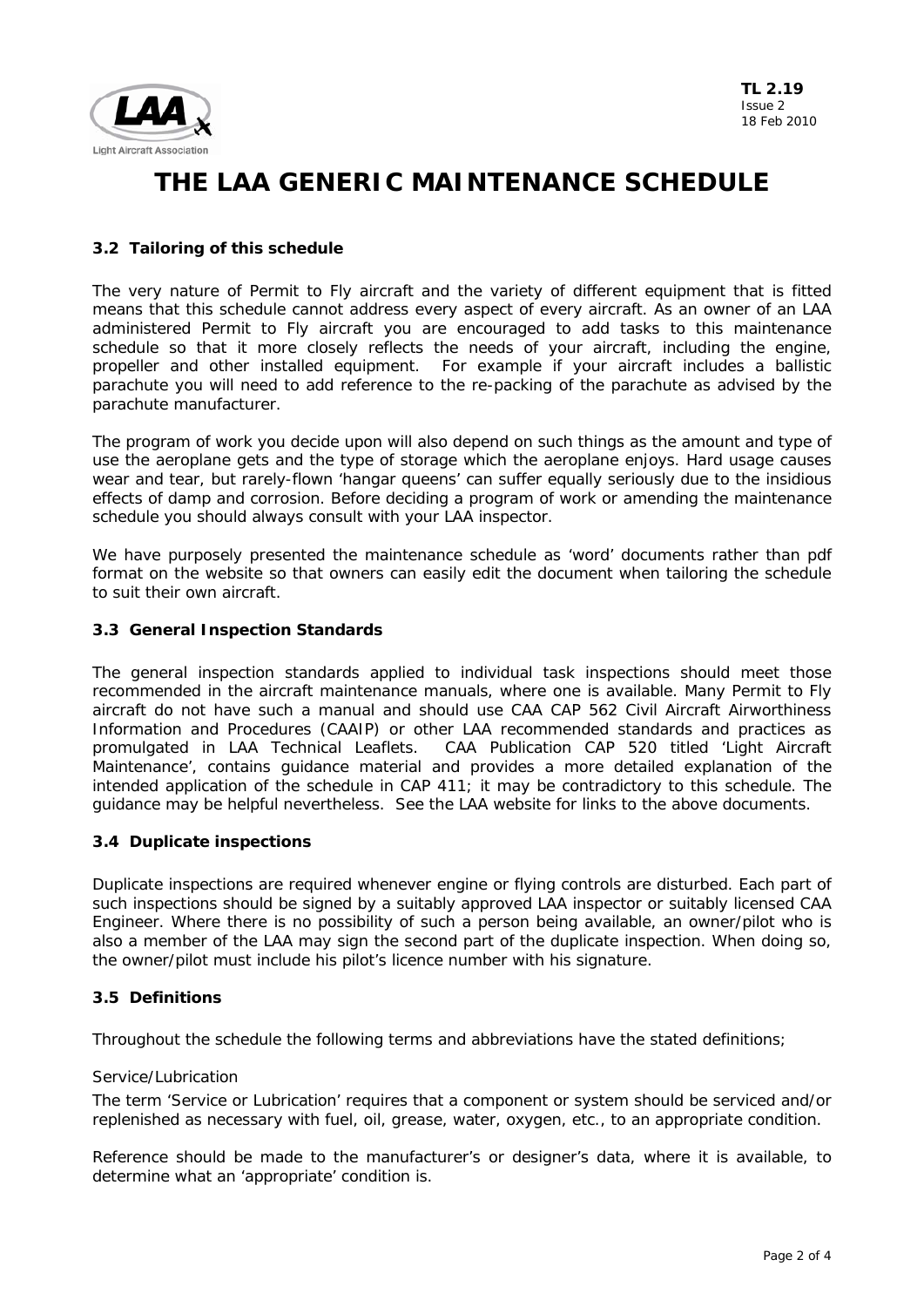# THE LAA GENERIC MAINTENANCE SCHEDULE

### 3.2 Tailoring of this schedule

The very nature of Permit to Fly aircraft and the variety of different equipment that is fitted means that this schedule cannot address every aspect of every aircraft. As an owner of an LAA administered Permit to Fly aircraft you are encouraged to add tasks to this maintenance schedule so that it more closely reflects the needs of your aircraft, including the engine, propeller and other installed equipment. For example if your aircraft includes a ballistic parachute you will need to add reference to the re-packing of the parachute as advised by the parachute manufacturer.

The program of work you decide upon will also depend on such things as the amount and type of use the aeroplane gets and the type of storage which the aeroplane enjoys. Hard usage causes wear and tear, but rarely-flown 'hangar queens' can suffer equally seriously due to the insidious effects of damp and corrosion. Before deciding a program of work or amending the maintenance schedule you should always consult with your LAA inspector.

We have purposely presented the maintenance schedule as 'word' documents rather than pdf format on the website so that owners can easily edit the document when tailoring the schedule to suit their own aircraft.

### 3.3 General Inspection Standards

The general inspection standards applied to individual task inspections should meet those recommended in the aircraft maintenance manuals, where one is available. Many Permit to Fly aircraft do not have such a manual and should use CAA CAP 562 Civil Aircraft Airworthiness Information and Procedures (CAAIP) or other LAA recommended standards and practices as promulgated in LAA Technical Leaflets. CAA Publication CAP 520 titled 'Light Aircraft Maintenance', contains guidance material and provides a more detailed explanation of the intended application of the schedule in CAP 411; it may be contradictory to this schedule. The guidance may be helpful nevertheless. See the LAA website for links to the above documents.

### 3.4 Duplicate inspections

Duplicate inspections are required whenever engine or flying controls are disturbed. Each part of such inspections should be signed by a suitably approved LAA inspector or suitably licensed CAA Engineer. Where there is no possibility of such a person being available, an owner/pilot who is also a member of the LAA may sign the second part of the duplicate inspection. When doing so, the owner/pilot must include his pilot's licence number with his signature.

### 3.5 Definitions

Throughout the schedule the following terms and abbreviations have the stated definitions;

Service/Lubrication

The term 'Service or Lubrication' requires that a component or system should be serviced and/or replenished as necessary with fuel, oil, grease, water, oxygen, etc., to an appropriate condition.

Reference should be made to the manufacturer's or designer's data, where it is available, to determine what an 'appropriate' condition is.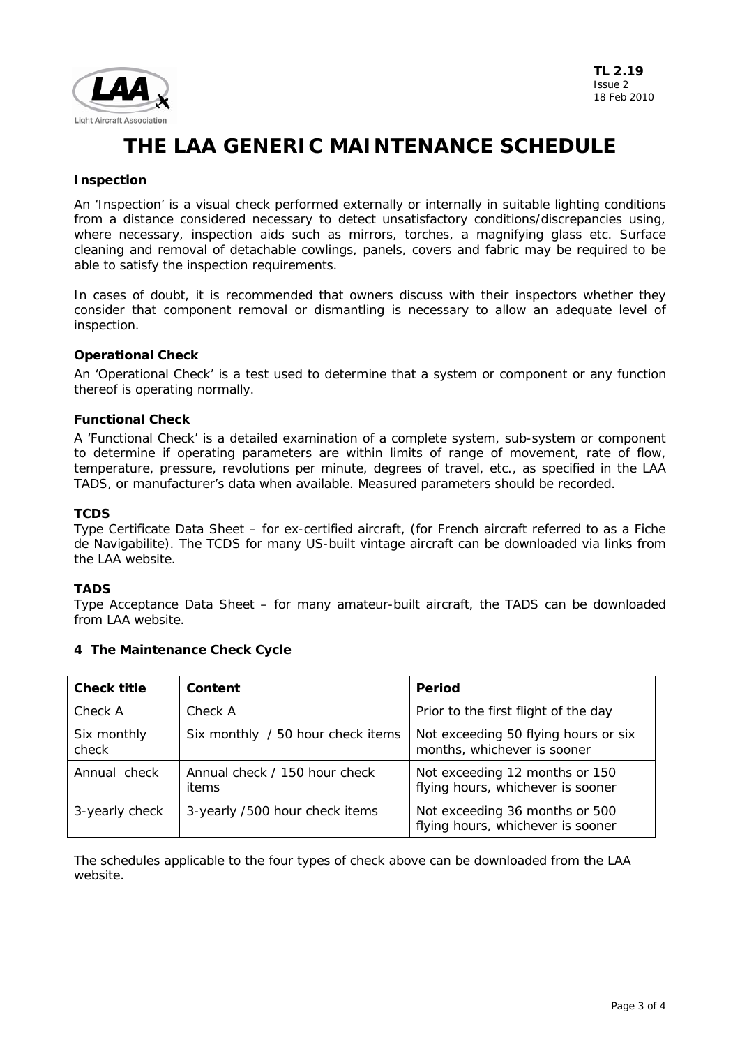# THE LAA GENERIC MAINTENANCE SCHEDULE

**Inspection**

An 'Inspection' is a visual check performed externally or internally in suitable lighting conditions from a distance considered necessary to detect unsatisfactory conditions/discrepancies using, where necessary, inspection aids such as mirrors, torches, a magnifying glass etc. Surface cleaning and removal of detachable cowlings, panels, covers and fabric may be required to be able to satisfy the inspection requirements.

In cases of doubt, it is recommended that owners discuss with their inspectors whether they consider that component removal or dismantling is necessary to allow an adequate level of inspection.

**Operational Check**

An 'Operational Check' is a test used to determine that a system or component or any function thereof is operating normally.

**Functional Check**

A 'Functional Check' is a detailed examination of a complete system, sub-system or component to determine if operating parameters are within limits of range of movement, rate of flow, temperature, pressure, revolutions per minute, degrees of travel, etc., as specified in the LAA TADS, or manufacturer's data when available. Measured parameters should be recorded.

**TCDS**

Type Certificate Data Sheet – for ex-certified aircraft, (for French aircraft referred to as a Fiche de Navigabilite). The TCDS for many US-built vintage aircraft can be downloaded via links from the LAA website.

**TADS**

Type Acceptance Data Sheet – for many amateur-built aircraft, the TADS can be downloaded from LAA website.

**4 The Maintenance Check Cycle**

| Check title | Content | Period |
|---|---|---|
| Check A | Check A | Prior to the first flight of the day |
| Six monthly check | Six monthly / 50 hour check items | Not exceeding 50 flying hours or six months, whichever is sooner |
| Annual check | Annual check / 150 hour check items | Not exceeding 12 months or 150 flying hours, whichever is sooner |
| 3-yearly check | 3-yearly /500 hour check items | Not exceeding 36 months or 500 flying hours, whichever is sooner |

The schedules applicable to the four types of check above can be downloaded from the LAA website.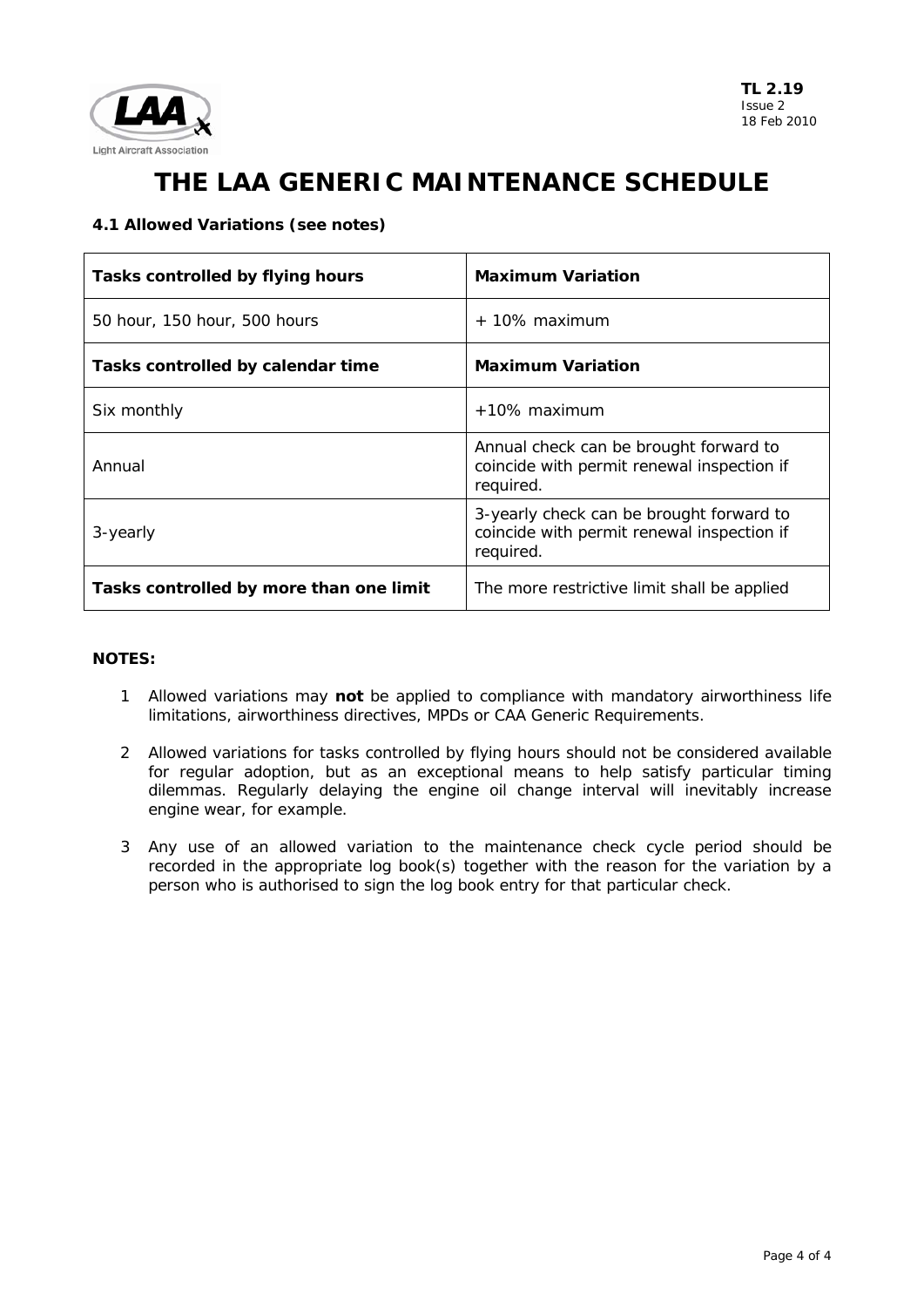# THE LAA GENERIC MAINTENANCE SCHEDULE

### 4.1 Allowed Variations (see notes)

| **Tasks controlled by flying hours** | **Maximum Variation** |
| --- | --- |
| 50 hour, 150 hour, 500 hours | + 10% maximum |
| **Tasks controlled by calendar time** | **Maximum Variation** |
| Six monthly | +10% maximum |
| Annual | Annual check can be brought forward to coincide with permit renewal inspection if required. |
| 3-yearly | 3-yearly check can be brought forward to coincide with permit renewal inspection if required. |
| **Tasks controlled by more than one limit** | The more restrictive limit shall be applied |

**NOTES:**

1. Allowed variations may **not** be applied to compliance with mandatory airworthiness life limitations, airworthiness directives, MPDs or CAA Generic Requirements.

2. Allowed variations for tasks controlled by flying hours should not be considered available for regular adoption, but as an exceptional means to help satisfy particular timing dilemmas. Regularly delaying the engine oil change interval will inevitably increase engine wear, for example.

3. Any use of an allowed variation to the maintenance check cycle period should be recorded in the appropriate log book(s) together with the reason for the variation by a person who is authorised to sign the log book entry for that particular check.